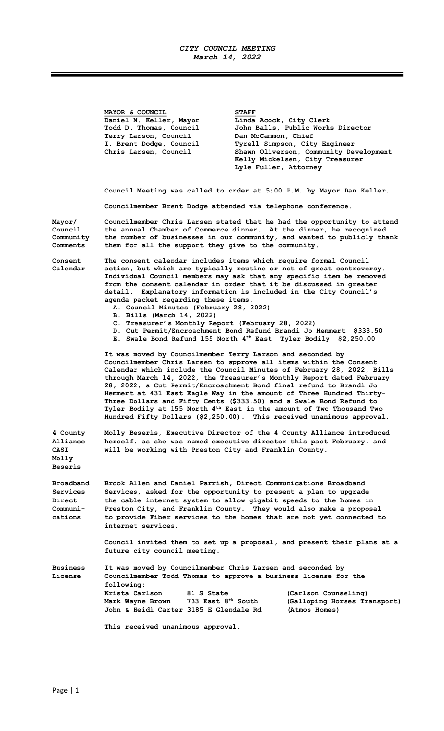*CITY COUNCIL MEETING*
*March 14, 2022*

| **MAYOR & COUNCIL** | **STAFF** |
|---|---|
| Daniel M. Keller, Mayor | Linda Acock, City Clerk |
| Todd D. Thomas, Council | John Balls, Public Works Director |
| Terry Larson, Council | Dan McCammon, Chief |
| I. Brent Dodge, Council | Tyrell Simpson, City Engineer |
| Chris Larsen, Council | Shawn Oliverson, Community Development |
| | Kelly Mickelsen, City Treasurer |
| | Lyle Fuller, Attorney |

Council Meeting was called to order at 5:00 P.M. by Mayor Dan Keller.

Councilmember Brent Dodge attended via telephone conference.

**Mayor/ Council Community Comments**

Councilmember Chris Larsen stated that he had the opportunity to attend the annual Chamber of Commerce dinner. At the dinner, he recognized the number of businesses in our community, and wanted to publicly thank them for all the support they give to the community.

**Consent Calendar**

The consent calendar includes items which require formal Council action, but which are typically routine or not of great controversy. Individual Council members may ask that any specific item be removed from the consent calendar in order that it be discussed in greater detail. Explanatory information is included in the City Council's agenda packet regarding these items.

A. Council Minutes (February 28, 2022)
B. Bills (March 14, 2022)
C. Treasurer's Monthly Report (February 28, 2022)
D. Cut Permit/Encroachment Bond Refund Brandi Jo Hemmert $333.50
E. Swale Bond Refund 155 North 4th East Tyler Bodily $2,250.00

It was moved by Councilmember Terry Larson and seconded by Councilmember Chris Larsen to approve all items within the Consent Calendar which include the Council Minutes of February 28, 2022, Bills through March 14, 2022, the Treasurer's Monthly Report dated February 28, 2022, a Cut Permit/Encroachment Bond final refund to Brandi Jo Hemmert at 431 East Eagle Way in the amount of Three Hundred Thirty-Three Dollars and Fifty Cents ($333.50) and a Swale Bond Refund to Tyler Bodily at 155 North 4th East in the amount of Two Thousand Two Hundred Fifty Dollars ($2,250.00). This received unanimous approval.

**4 County Alliance CASI Molly Beseris**

Molly Beseris, Executive Director of the 4 County Alliance introduced herself, as she was named executive director this past February, and will be working with Preston City and Franklin County.

**Broadband Services Direct Communications**

Brook Allen and Daniel Parrish, Direct Communications Broadband Services, asked for the opportunity to present a plan to upgrade the cable internet system to allow gigabit speeds to the homes in Preston City, and Franklin County. They would also make a proposal to provide Fiber services to the homes that are not yet connected to internet services.

Council invited them to set up a proposal, and present their plans at a future city council meeting.

**Business License**

It was moved by Councilmember Chris Larsen and seconded by Councilmember Todd Thomas to approve a business license for the following:

| | | |
|---|---|---|
| Krista Carlson | 81 S State | (Carlson Counseling) |
| Mark Wayne Brown | 733 East 8th South | (Galloping Horses Transport) |
| John & Heidi Carter | 3185 E Glendale Rd | (Atmos Homes) |

This received unanimous approval.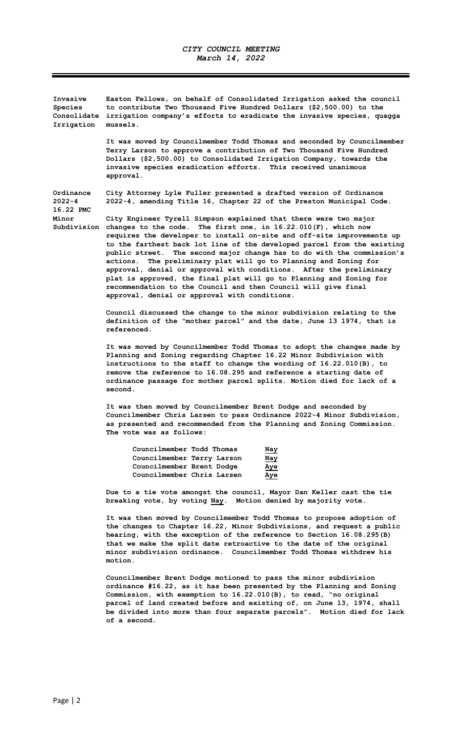**Invasive Species Consolidate Irrigation**

Easton Fellows, on behalf of Consolidated Irrigation asked the council to contribute Two Thousand Five Hundred Dollars ($2,500.00) to the irrigation company's efforts to eradicate the invasive species, quagga mussels.

It was moved by Councilmember Todd Thomas and seconded by Councilmember Terry Larson to approve a contribution of Two Thousand Five Hundred Dollars ($2,500.00) to Consolidated Irrigation Company, towards the invasive species eradication efforts. This received unanimous approval.

**Ordinance 2022-4 16.22 PMC Minor Subdivision**

City Attorney Lyle Fuller presented a drafted version of Ordinance 2022-4, amending Title 16, Chapter 22 of the Preston Municipal Code.

City Engineer Tyrell Simpson explained that there were two major changes to the code. The first one, in 16.22.010(F), which now requires the developer to install on-site and off-site improvements up to the farthest back lot line of the developed parcel from the existing public street. The second major change has to do with the commission's actions. The preliminary plat will go to Planning and Zoning for approval, denial or approval with conditions. After the preliminary plat is approved, the final plat will go to Planning and Zoning for recommendation to the Council and then Council will give final approval, denial or approval with conditions.

Council discussed the change to the minor subdivision relating to the definition of the "mother parcel" and the date, June 13 1974, that is referenced.

It was moved by Councilmember Todd Thomas to adopt the changes made by Planning and Zoning regarding Chapter 16.22 Minor Subdivision with instructions to the staff to change the wording of 16.22.010(B), to remove the reference to 16.08.295 and reference a starting date of ordinance passage for mother parcel splits. Motion died for lack of a second.

It was then moved by Councilmember Brent Dodge and seconded by Councilmember Chris Larsen to pass Ordinance 2022-4 Minor Subdivision, as presented and recommended from the Planning and Zoning Commission. The vote was as follows:

| | |
|---|---|
| Councilmember Todd Thomas | Nay |
| Councilmember Terry Larson | Nay |
| Councilmember Brent Dodge | Aye |
| Councilmember Chris Larsen | Aye |

Due to a tie vote amongst the council, Mayor Dan Keller cast the tie breaking vote, by voting Nay. Motion denied by majority vote.

It was then moved by Councilmember Todd Thomas to propose adoption of the changes to Chapter 16.22, Minor Subdivisions, and request a public hearing, with the exception of the reference to Section 16.08.295(B) that we make the split date retroactive to the date of the original minor subdivision ordinance. Councilmember Todd Thomas withdrew his motion.

Councilmember Brent Dodge motioned to pass the minor subdivision ordinance #16.22, as it has been presented by the Planning and Zoning Commission, with exemption to 16.22.010(B), to read, "no original parcel of land created before and existing of, on June 13, 1974, shall be divided into more than four separate parcels". Motion died for lack of a second.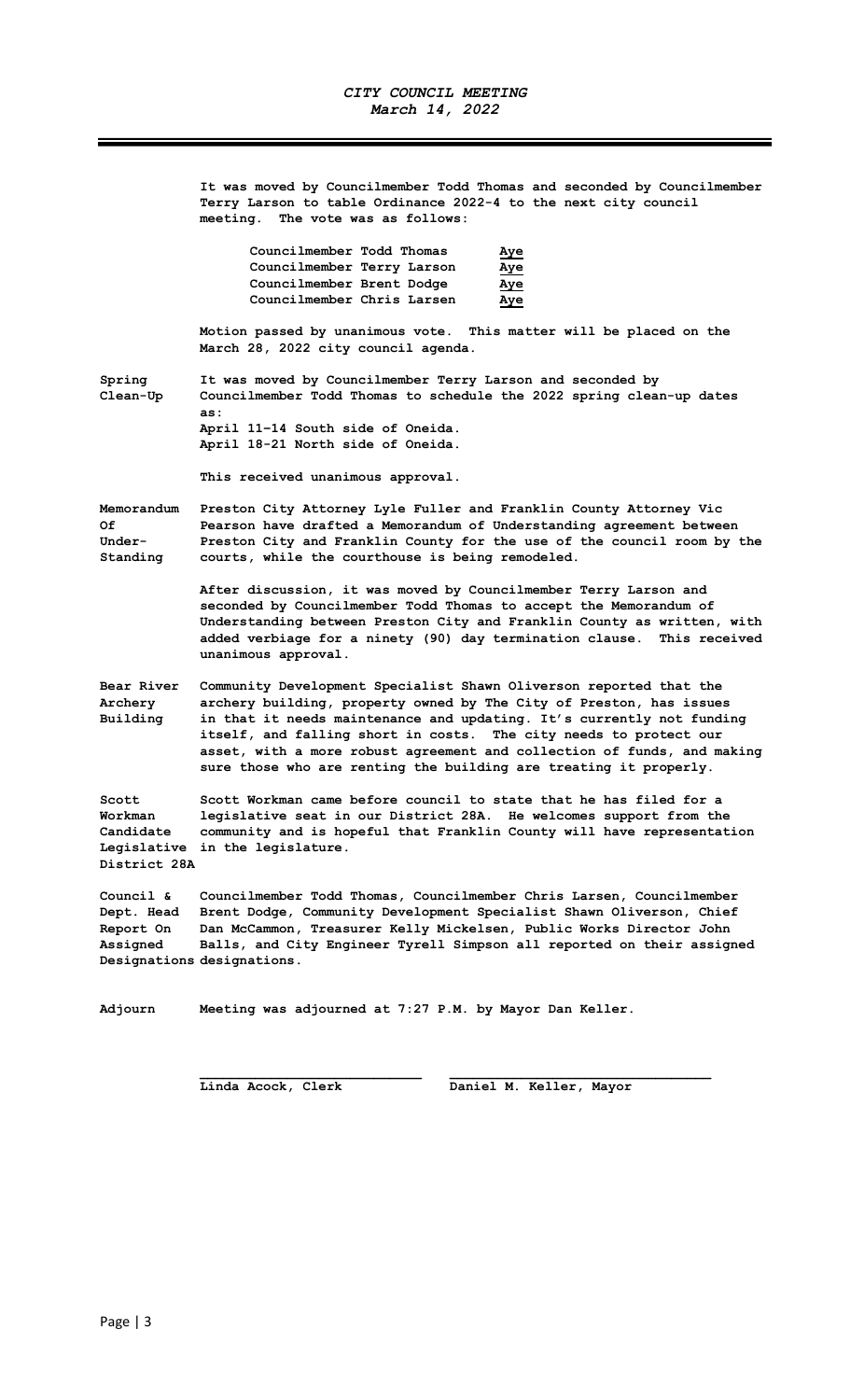*CITY COUNCIL MEETING*
*March 14, 2022*

---

**It was moved by Councilmember Todd Thomas and seconded by Councilmember Terry Larson to table Ordinance 2022-4 to the next city council meeting. The vote was as follows:**

| | |
|---|---|
| **Councilmember Todd Thomas** | **Aye** |
| **Councilmember Terry Larson** | **Aye** |
| **Councilmember Brent Dodge** | **Aye** |
| **Councilmember Chris Larsen** | **Aye** |

**Motion passed by unanimous vote. This matter will be placed on the March 28, 2022 city council agenda.**

**Spring Clean-Up** — **It was moved by Councilmember Terry Larson and seconded by Councilmember Todd Thomas to schedule the 2022 spring clean-up dates as:**
**April 11-14 South side of Oneida.**
**April 18-21 North side of Oneida.**

**This received unanimous approval.**

**Memorandum Of Under-Standing** — **Preston City Attorney Lyle Fuller and Franklin County Attorney Vic Pearson have drafted a Memorandum of Understanding agreement between Preston City and Franklin County for the use of the council room by the courts, while the courthouse is being remodeled.**

**After discussion, it was moved by Councilmember Terry Larson and seconded by Councilmember Todd Thomas to accept the Memorandum of Understanding between Preston City and Franklin County as written, with added verbiage for a ninety (90) day termination clause. This received unanimous approval.**

**Bear River Archery Building** — **Community Development Specialist Shawn Oliverson reported that the archery building, property owned by The City of Preston, has issues in that it needs maintenance and updating. It's currently not funding itself, and falling short in costs. The city needs to protect our asset, with a more robust agreement and collection of funds, and making sure those who are renting the building are treating it properly.**

**Scott Workman Candidate Legislative District 28A** — **Scott Workman came before council to state that he has filed for a legislative seat in our District 28A. He welcomes support from the community and is hopeful that Franklin County will have representation in the legislature.**

**Council & Dept. Head Report On Assigned Designations** — **Councilmember Todd Thomas, Councilmember Chris Larsen, Councilmember Brent Dodge, Community Development Specialist Shawn Oliverson, Chief Dan McCammon, Treasurer Kelly Mickelsen, Public Works Director John Balls, and City Engineer Tyrell Simpson all reported on their assigned designations.**

**Adjourn** — **Meeting was adjourned at 7:27 P.M. by Mayor Dan Keller.**

**Linda Acock, Clerk**

**Daniel M. Keller, Mayor**